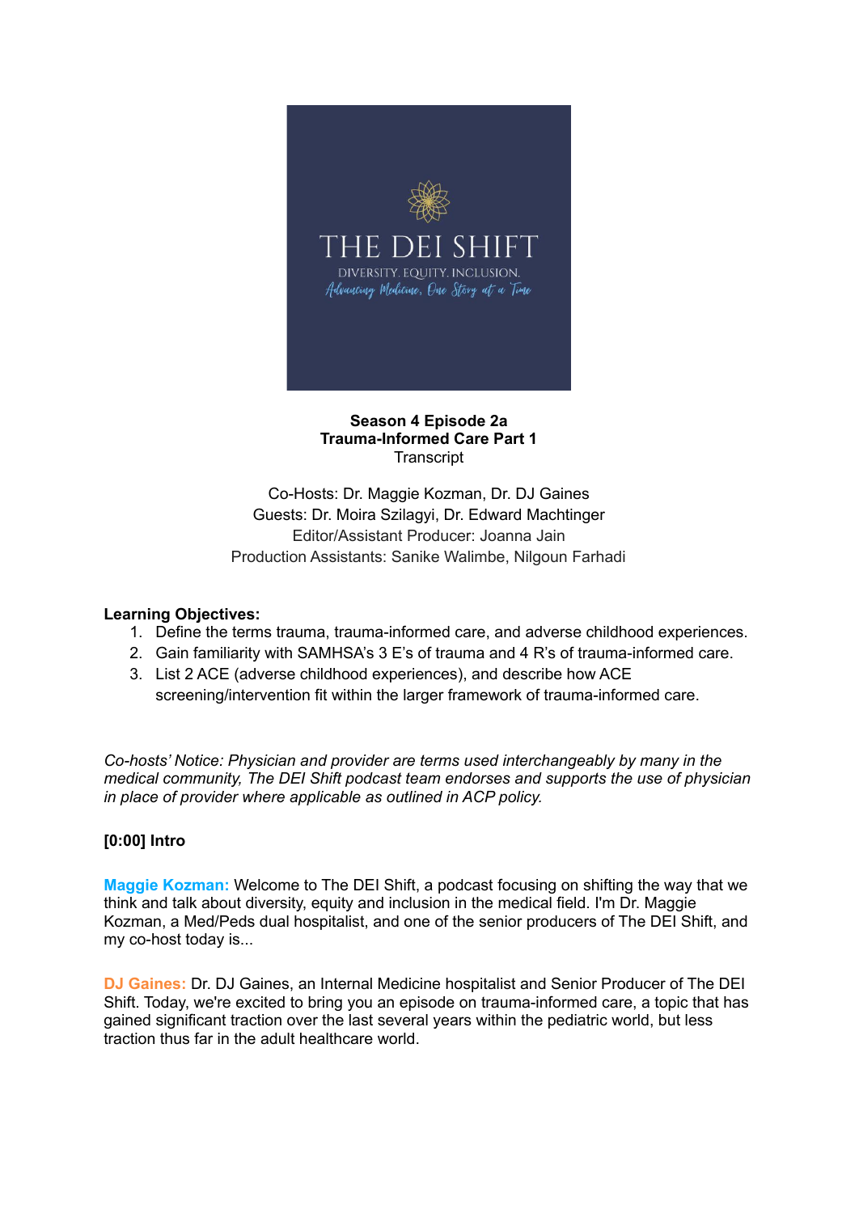THE DEI SHIFT

DIVERSITY. EQUITY. INCLUSION.

*Advancing Medicine, One Story at a Time*

**Season 4 Episode 2a**
**Trauma-Informed Care Part 1**
Transcript

Co-Hosts: Dr. Maggie Kozman, Dr. DJ Gaines
Guests: Dr. Moira Szilagyi, Dr. Edward Machtinger
Editor/Assistant Producer: Joanna Jain
Production Assistants: Sanike Walimbe, Nilgoun Farhadi

**Learning Objectives:**

1. Define the terms trauma, trauma-informed care, and adverse childhood experiences.
2. Gain familiarity with SAMHSA's 3 E's of trauma and 4 R's of trauma-informed care.
3. List 2 ACE (adverse childhood experiences), and describe how ACE screening/intervention fit within the larger framework of trauma-informed care.

*Co-hosts' Notice: Physician and provider are terms used interchangeably by many in the medical community, The DEI Shift podcast team endorses and supports the use of physician in place of provider where applicable as outlined in ACP policy.*

**[0:00] Intro**

**Maggie Kozman:** Welcome to The DEI Shift, a podcast focusing on shifting the way that we think and talk about diversity, equity and inclusion in the medical field. I'm Dr. Maggie Kozman, a Med/Peds dual hospitalist, and one of the senior producers of The DEI Shift, and my co-host today is...

**DJ Gaines:** Dr. DJ Gaines, an Internal Medicine hospitalist and Senior Producer of The DEI Shift. Today, we're excited to bring you an episode on trauma-informed care, a topic that has gained significant traction over the last several years within the pediatric world, but less traction thus far in the adult healthcare world.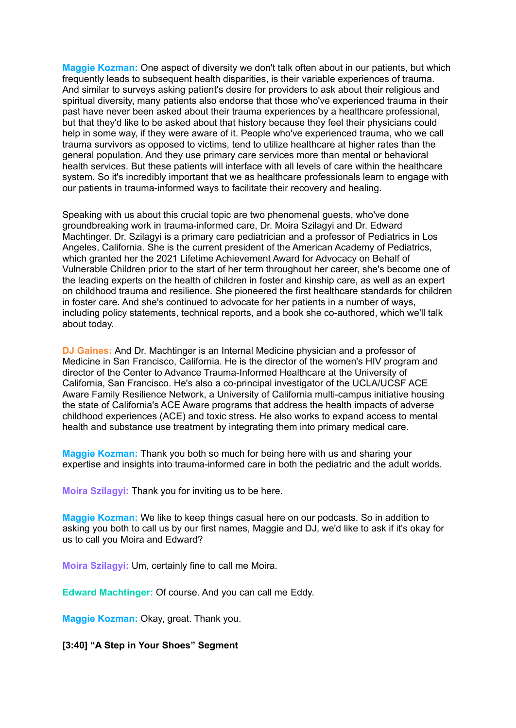**Maggie Kozman:** One aspect of diversity we don't talk often about in our patients, but which frequently leads to subsequent health disparities, is their variable experiences of trauma. And similar to surveys asking patient's desire for providers to ask about their religious and spiritual diversity, many patients also endorse that those who've experienced trauma in their past have never been asked about their trauma experiences by a healthcare professional, but that they'd like to be asked about that history because they feel their physicians could help in some way, if they were aware of it. People who've experienced trauma, who we call trauma survivors as opposed to victims, tend to utilize healthcare at higher rates than the general population. And they use primary care services more than mental or behavioral health services. But these patients will interface with all levels of care within the healthcare system. So it's incredibly important that we as healthcare professionals learn to engage with our patients in trauma-informed ways to facilitate their recovery and healing.

Speaking with us about this crucial topic are two phenomenal guests, who've done groundbreaking work in trauma-informed care, Dr. Moira Szilagyi and Dr. Edward Machtinger. Dr. Szilagyi is a primary care pediatrician and a professor of Pediatrics in Los Angeles, California. She is the current president of the American Academy of Pediatrics, which granted her the 2021 Lifetime Achievement Award for Advocacy on Behalf of Vulnerable Children prior to the start of her term throughout her career, she's become one of the leading experts on the health of children in foster and kinship care, as well as an expert on childhood trauma and resilience. She pioneered the first healthcare standards for children in foster care. And she's continued to advocate for her patients in a number of ways, including policy statements, technical reports, and a book she co-authored, which we'll talk about today.

**DJ Gaines:** And Dr. Machtinger is an Internal Medicine physician and a professor of Medicine in San Francisco, California. He is the director of the women's HIV program and director of the Center to Advance Trauma-Informed Healthcare at the University of California, San Francisco. He's also a co-principal investigator of the UCLA/UCSF ACE Aware Family Resilience Network, a University of California multi-campus initiative housing the state of California's ACE Aware programs that address the health impacts of adverse childhood experiences (ACE) and toxic stress. He also works to expand access to mental health and substance use treatment by integrating them into primary medical care.

**Maggie Kozman:** Thank you both so much for being here with us and sharing your expertise and insights into trauma-informed care in both the pediatric and the adult worlds.

**Moira Szilagyi:** Thank you for inviting us to be here.

**Maggie Kozman:** We like to keep things casual here on our podcasts. So in addition to asking you both to call us by our first names, Maggie and DJ, we'd like to ask if it's okay for us to call you Moira and Edward?

**Moira Szilagyi:** Um, certainly fine to call me Moira.

**Edward Machtinger:** Of course. And you can call me Eddy.

**Maggie Kozman:** Okay, great. Thank you.

**[3:40] "A Step in Your Shoes" Segment**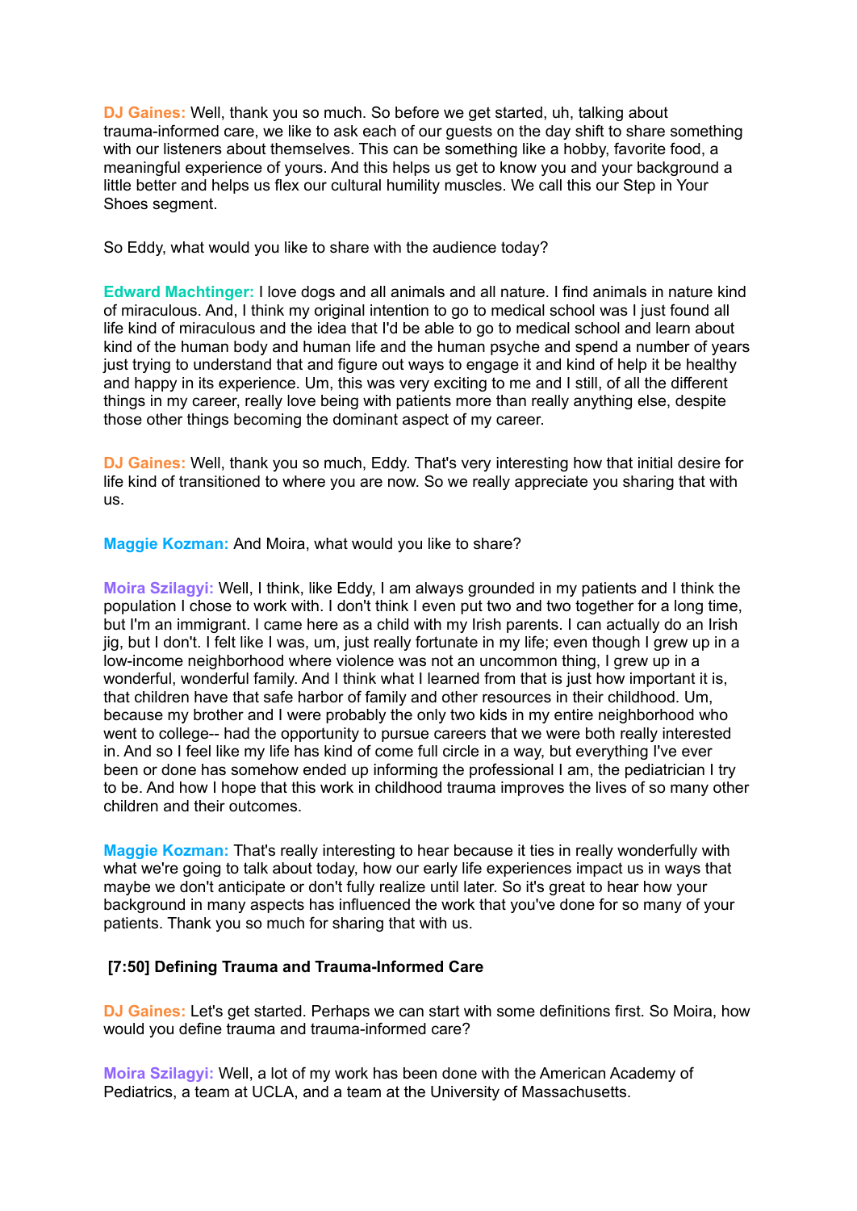**DJ Gaines:** Well, thank you so much. So before we get started, uh, talking about trauma-informed care, we like to ask each of our guests on the day shift to share something with our listeners about themselves. This can be something like a hobby, favorite food, a meaningful experience of yours. And this helps us get to know you and your background a little better and helps us flex our cultural humility muscles. We call this our Step in Your Shoes segment.

So Eddy, what would you like to share with the audience today?

**Edward Machtinger:** I love dogs and all animals and all nature. I find animals in nature kind of miraculous. And, I think my original intention to go to medical school was I just found all life kind of miraculous and the idea that I'd be able to go to medical school and learn about kind of the human body and human life and the human psyche and spend a number of years just trying to understand that and figure out ways to engage it and kind of help it be healthy and happy in its experience. Um, this was very exciting to me and I still, of all the different things in my career, really love being with patients more than really anything else, despite those other things becoming the dominant aspect of my career.

**DJ Gaines:** Well, thank you so much, Eddy. That's very interesting how that initial desire for life kind of transitioned to where you are now. So we really appreciate you sharing that with us.

**Maggie Kozman:** And Moira, what would you like to share?

**Moira Szilagyi:** Well, I think, like Eddy, I am always grounded in my patients and I think the population I chose to work with. I don't think I even put two and two together for a long time, but I'm an immigrant. I came here as a child with my Irish parents. I can actually do an Irish jig, but I don't. I felt like I was, um, just really fortunate in my life; even though I grew up in a low-income neighborhood where violence was not an uncommon thing, I grew up in a wonderful, wonderful family. And I think what I learned from that is just how important it is, that children have that safe harbor of family and other resources in their childhood. Um, because my brother and I were probably the only two kids in my entire neighborhood who went to college-- had the opportunity to pursue careers that we were both really interested in. And so I feel like my life has kind of come full circle in a way, but everything I've ever been or done has somehow ended up informing the professional I am, the pediatrician I try to be. And how I hope that this work in childhood trauma improves the lives of so many other children and their outcomes.

**Maggie Kozman:** That's really interesting to hear because it ties in really wonderfully with what we're going to talk about today, how our early life experiences impact us in ways that maybe we don't anticipate or don't fully realize until later. So it's great to hear how your background in many aspects has influenced the work that you've done for so many of your patients. Thank you so much for sharing that with us.

### [7:50] Defining Trauma and Trauma-Informed Care

**DJ Gaines:** Let's get started. Perhaps we can start with some definitions first. So Moira, how would you define trauma and trauma-informed care?

**Moira Szilagyi:** Well, a lot of my work has been done with the American Academy of Pediatrics, a team at UCLA, and a team at the University of Massachusetts.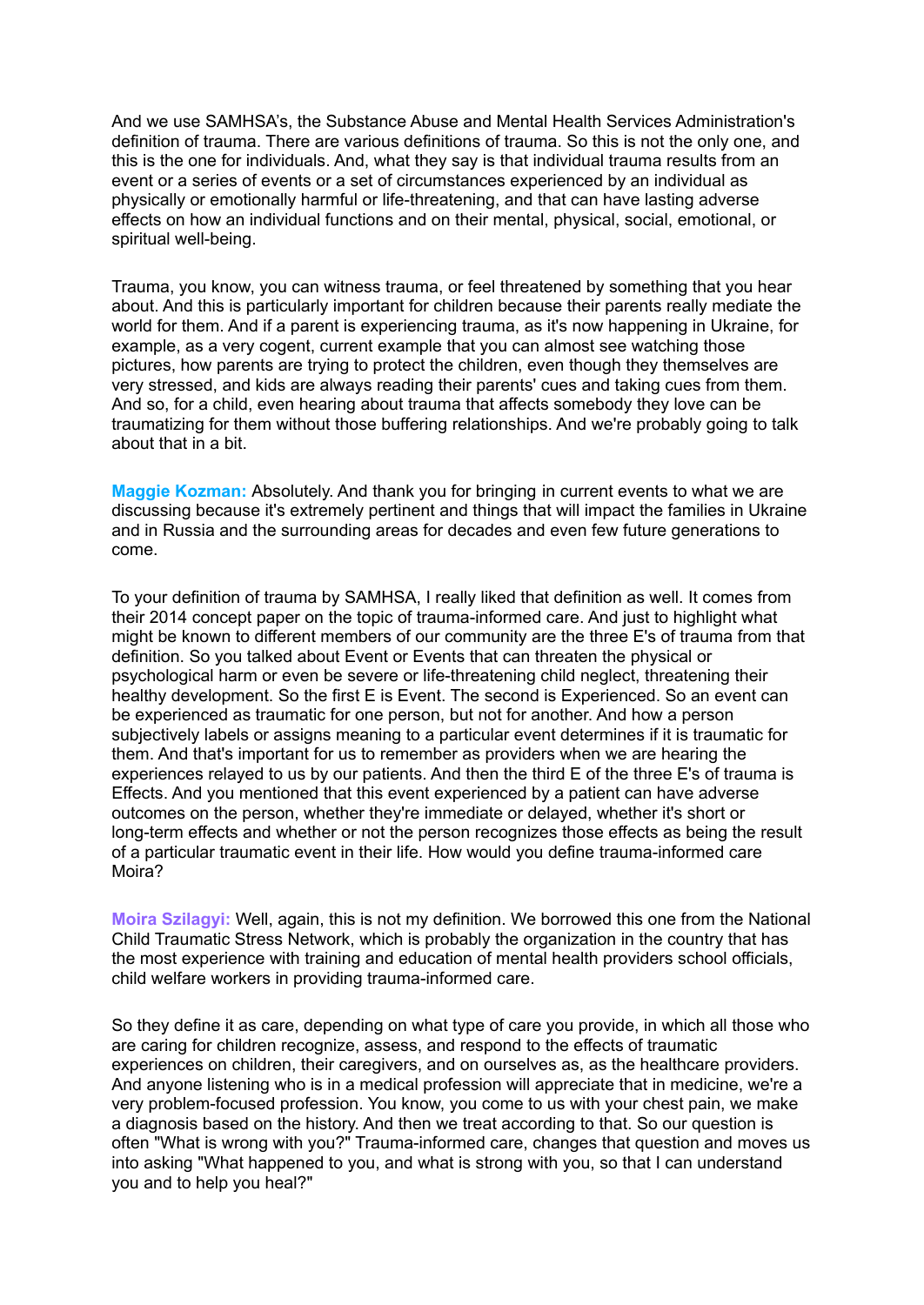And we use SAMHSA's, the Substance Abuse and Mental Health Services Administration's definition of trauma. There are various definitions of trauma. So this is not the only one, and this is the one for individuals. And, what they say is that individual trauma results from an event or a series of events or a set of circumstances experienced by an individual as physically or emotionally harmful or life-threatening, and that can have lasting adverse effects on how an individual functions and on their mental, physical, social, emotional, or spiritual well-being.

Trauma, you know, you can witness trauma, or feel threatened by something that you hear about. And this is particularly important for children because their parents really mediate the world for them. And if a parent is experiencing trauma, as it's now happening in Ukraine, for example, as a very cogent, current example that you can almost see watching those pictures, how parents are trying to protect the children, even though they themselves are very stressed, and kids are always reading their parents' cues and taking cues from them. And so, for a child, even hearing about trauma that affects somebody they love can be traumatizing for them without those buffering relationships. And we're probably going to talk about that in a bit.

**Maggie Kozman:** Absolutely. And thank you for bringing in current events to what we are discussing because it's extremely pertinent and things that will impact the families in Ukraine and in Russia and the surrounding areas for decades and even few future generations to come.

To your definition of trauma by SAMHSA, I really liked that definition as well. It comes from their 2014 concept paper on the topic of trauma-informed care. And just to highlight what might be known to different members of our community are the three E's of trauma from that definition. So you talked about Event or Events that can threaten the physical or psychological harm or even be severe or life-threatening child neglect, threatening their healthy development. So the first E is Event. The second is Experienced. So an event can be experienced as traumatic for one person, but not for another. And how a person subjectively labels or assigns meaning to a particular event determines if it is traumatic for them. And that's important for us to remember as providers when we are hearing the experiences relayed to us by our patients. And then the third E of the three E's of trauma is Effects. And you mentioned that this event experienced by a patient can have adverse outcomes on the person, whether they're immediate or delayed, whether it's short or long-term effects and whether or not the person recognizes those effects as being the result of a particular traumatic event in their life. How would you define trauma-informed care Moira?

**Moira Szilagyi:** Well, again, this is not my definition. We borrowed this one from the National Child Traumatic Stress Network, which is probably the organization in the country that has the most experience with training and education of mental health providers school officials, child welfare workers in providing trauma-informed care.

So they define it as care, depending on what type of care you provide, in which all those who are caring for children recognize, assess, and respond to the effects of traumatic experiences on children, their caregivers, and on ourselves as, as the healthcare providers. And anyone listening who is in a medical profession will appreciate that in medicine, we're a very problem-focused profession. You know, you come to us with your chest pain, we make a diagnosis based on the history. And then we treat according to that. So our question is often "What is wrong with you?" Trauma-informed care, changes that question and moves us into asking "What happened to you, and what is strong with you, so that I can understand you and to help you heal?"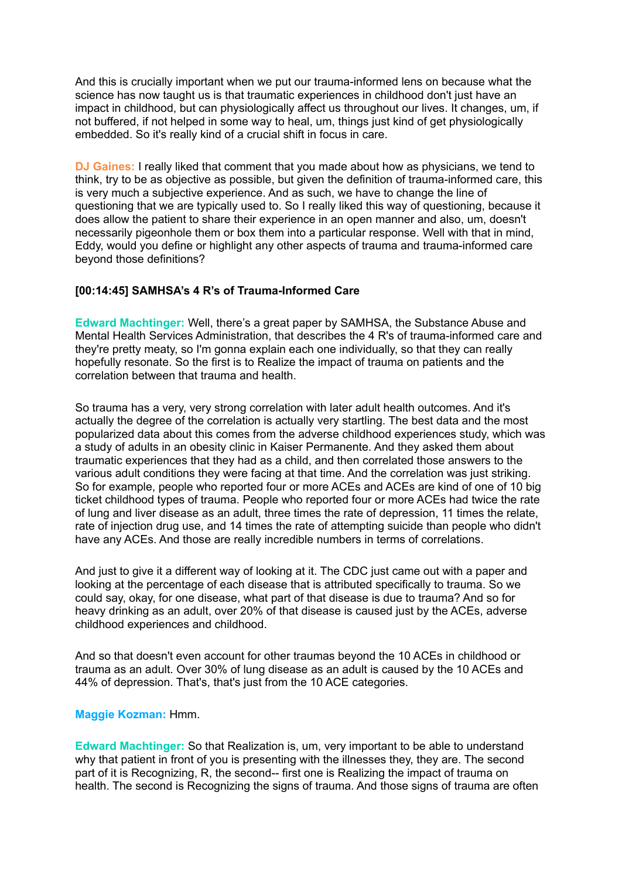And this is crucially important when we put our trauma-informed lens on because what the science has now taught us is that traumatic experiences in childhood don't just have an impact in childhood, but can physiologically affect us throughout our lives. It changes, um, if not buffered, if not helped in some way to heal, um, things just kind of get physiologically embedded. So it's really kind of a crucial shift in focus in care.

**DJ Gaines:** I really liked that comment that you made about how as physicians, we tend to think, try to be as objective as possible, but given the definition of trauma-informed care, this is very much a subjective experience. And as such, we have to change the line of questioning that we are typically used to. So I really liked this way of questioning, because it does allow the patient to share their experience in an open manner and also, um, doesn't necessarily pigeonhole them or box them into a particular response. Well with that in mind, Eddy, would you define or highlight any other aspects of trauma and trauma-informed care beyond those definitions?

### [00:14:45] SAMHSA's 4 R's of Trauma-Informed Care

**Edward Machtinger:** Well, there's a great paper by SAMHSA, the Substance Abuse and Mental Health Services Administration, that describes the 4 R's of trauma-informed care and they're pretty meaty, so I'm gonna explain each one individually, so that they can really hopefully resonate. So the first is to Realize the impact of trauma on patients and the correlation between that trauma and health.

So trauma has a very, very strong correlation with later adult health outcomes. And it's actually the degree of the correlation is actually very startling. The best data and the most popularized data about this comes from the adverse childhood experiences study, which was a study of adults in an obesity clinic in Kaiser Permanente. And they asked them about traumatic experiences that they had as a child, and then correlated those answers to the various adult conditions they were facing at that time. And the correlation was just striking. So for example, people who reported four or more ACEs and ACEs are kind of one of 10 big ticket childhood types of trauma. People who reported four or more ACEs had twice the rate of lung and liver disease as an adult, three times the rate of depression, 11 times the relate, rate of injection drug use, and 14 times the rate of attempting suicide than people who didn't have any ACEs. And those are really incredible numbers in terms of correlations.

And just to give it a different way of looking at it. The CDC just came out with a paper and looking at the percentage of each disease that is attributed specifically to trauma. So we could say, okay, for one disease, what part of that disease is due to trauma? And so for heavy drinking as an adult, over 20% of that disease is caused just by the ACEs, adverse childhood experiences and childhood.

And so that doesn't even account for other traumas beyond the 10 ACEs in childhood or trauma as an adult. Over 30% of lung disease as an adult is caused by the 10 ACEs and 44% of depression. That's, that's just from the 10 ACE categories.

**Maggie Kozman:** Hmm.

**Edward Machtinger:** So that Realization is, um, very important to be able to understand why that patient in front of you is presenting with the illnesses they, they are. The second part of it is Recognizing, R, the second-- first one is Realizing the impact of trauma on health. The second is Recognizing the signs of trauma. And those signs of trauma are often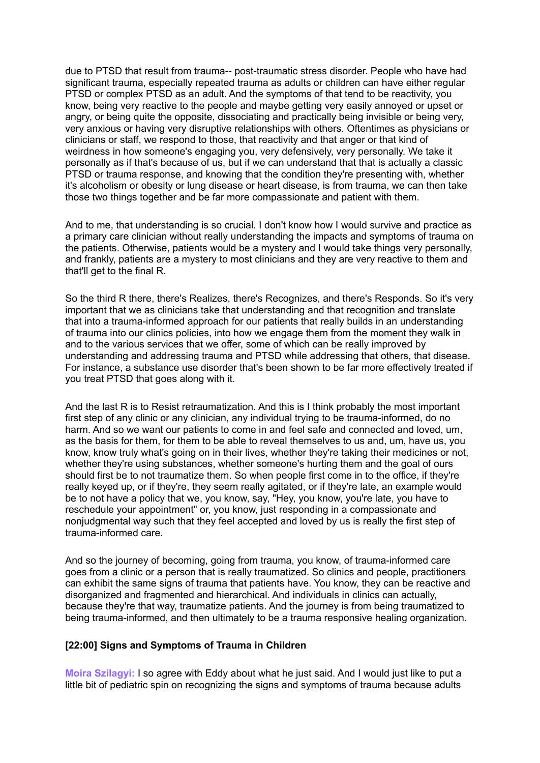due to PTSD that result from trauma-- post-traumatic stress disorder. People who have had significant trauma, especially repeated trauma as adults or children can have either regular PTSD or complex PTSD as an adult. And the symptoms of that tend to be reactivity, you know, being very reactive to the people and maybe getting very easily annoyed or upset or angry, or being quite the opposite, dissociating and practically being invisible or being very, very anxious or having very disruptive relationships with others. Oftentimes as physicians or clinicians or staff, we respond to those, that reactivity and that anger or that kind of weirdness in how someone's engaging you, very defensively, very personally. We take it personally as if that's because of us, but if we can understand that that is actually a classic PTSD or trauma response, and knowing that the condition they're presenting with, whether it's alcoholism or obesity or lung disease or heart disease, is from trauma, we can then take those two things together and be far more compassionate and patient with them.

And to me, that understanding is so crucial. I don't know how I would survive and practice as a primary care clinician without really understanding the impacts and symptoms of trauma on the patients. Otherwise, patients would be a mystery and I would take things very personally, and frankly, patients are a mystery to most clinicians and they are very reactive to them and that'll get to the final R.

So the third R there, there's Realizes, there's Recognizes, and there's Responds. So it's very important that we as clinicians take that understanding and that recognition and translate that into a trauma-informed approach for our patients that really builds in an understanding of trauma into our clinics policies, into how we engage them from the moment they walk in and to the various services that we offer, some of which can be really improved by understanding and addressing trauma and PTSD while addressing that others, that disease. For instance, a substance use disorder that's been shown to be far more effectively treated if you treat PTSD that goes along with it.

And the last R is to Resist retraumatization. And this is I think probably the most important first step of any clinic or any clinician, any individual trying to be trauma-informed, do no harm. And so we want our patients to come in and feel safe and connected and loved, um, as the basis for them, for them to be able to reveal themselves to us and, um, have us, you know, know truly what's going on in their lives, whether they're taking their medicines or not, whether they're using substances, whether someone's hurting them and the goal of ours should first be to not traumatize them. So when people first come in to the office, if they're really keyed up, or if they're, they seem really agitated, or if they're late, an example would be to not have a policy that we, you know, say, "Hey, you know, you're late, you have to reschedule your appointment" or, you know, just responding in a compassionate and nonjudgmental way such that they feel accepted and loved by us is really the first step of trauma-informed care.

And so the journey of becoming, going from trauma, you know, of trauma-informed care goes from a clinic or a person that is really traumatized. So clinics and people, practitioners can exhibit the same signs of trauma that patients have. You know, they can be reactive and disorganized and fragmented and hierarchical. And individuals in clinics can actually, because they're that way, traumatize patients. And the journey is from being traumatized to being trauma-informed, and then ultimately to be a trauma responsive healing organization.

### [22:00] Signs and Symptoms of Trauma in Children

**Moira Szilagyi:** I so agree with Eddy about what he just said. And I would just like to put a little bit of pediatric spin on recognizing the signs and symptoms of trauma because adults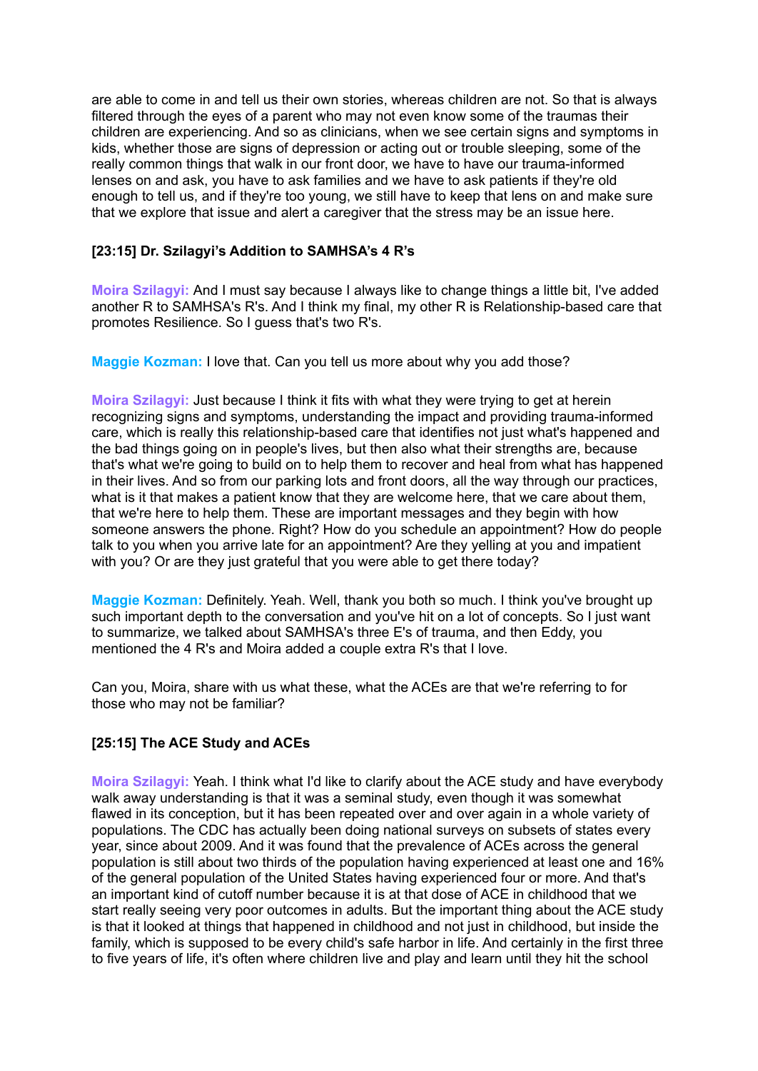are able to come in and tell us their own stories, whereas children are not. So that is always filtered through the eyes of a parent who may not even know some of the traumas their children are experiencing. And so as clinicians, when we see certain signs and symptoms in kids, whether those are signs of depression or acting out or trouble sleeping, some of the really common things that walk in our front door, we have to have our trauma-informed lenses on and ask, you have to ask families and we have to ask patients if they're old enough to tell us, and if they're too young, we still have to keep that lens on and make sure that we explore that issue and alert a caregiver that the stress may be an issue here.

### [23:15] Dr. Szilagyi's Addition to SAMHSA's 4 R's

**Moira Szilagyi:** And I must say because I always like to change things a little bit, I've added another R to SAMHSA's R's. And I think my final, my other R is Relationship-based care that promotes Resilience. So I guess that's two R's.

**Maggie Kozman:** I love that. Can you tell us more about why you add those?

**Moira Szilagyi:** Just because I think it fits with what they were trying to get at herein recognizing signs and symptoms, understanding the impact and providing trauma-informed care, which is really this relationship-based care that identifies not just what's happened and the bad things going on in people's lives, but then also what their strengths are, because that's what we're going to build on to help them to recover and heal from what has happened in their lives. And so from our parking lots and front doors, all the way through our practices, what is it that makes a patient know that they are welcome here, that we care about them, that we're here to help them. These are important messages and they begin with how someone answers the phone. Right? How do you schedule an appointment? How do people talk to you when you arrive late for an appointment? Are they yelling at you and impatient with you? Or are they just grateful that you were able to get there today?

**Maggie Kozman:** Definitely. Yeah. Well, thank you both so much. I think you've brought up such important depth to the conversation and you've hit on a lot of concepts. So I just want to summarize, we talked about SAMHSA's three E's of trauma, and then Eddy, you mentioned the 4 R's and Moira added a couple extra R's that I love.

Can you, Moira, share with us what these, what the ACEs are that we're referring to for those who may not be familiar?

### [25:15] The ACE Study and ACEs

**Moira Szilagyi:** Yeah. I think what I'd like to clarify about the ACE study and have everybody walk away understanding is that it was a seminal study, even though it was somewhat flawed in its conception, but it has been repeated over and over again in a whole variety of populations. The CDC has actually been doing national surveys on subsets of states every year, since about 2009. And it was found that the prevalence of ACEs across the general population is still about two thirds of the population having experienced at least one and 16% of the general population of the United States having experienced four or more. And that's an important kind of cutoff number because it is at that dose of ACE in childhood that we start really seeing very poor outcomes in adults. But the important thing about the ACE study is that it looked at things that happened in childhood and not just in childhood, but inside the family, which is supposed to be every child's safe harbor in life. And certainly in the first three to five years of life, it's often where children live and play and learn until they hit the school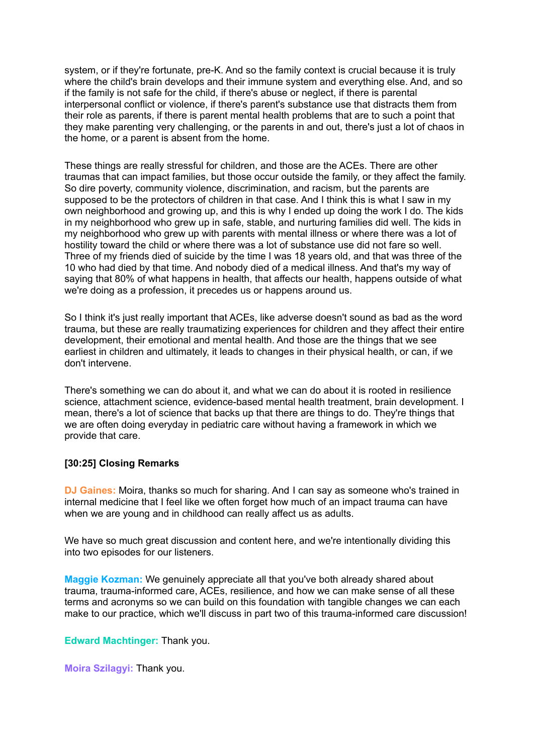system, or if they're fortunate, pre-K. And so the family context is crucial because it is truly where the child's brain develops and their immune system and everything else. And, and so if the family is not safe for the child, if there's abuse or neglect, if there is parental interpersonal conflict or violence, if there's parent's substance use that distracts them from their role as parents, if there is parent mental health problems that are to such a point that they make parenting very challenging, or the parents in and out, there's just a lot of chaos in the home, or a parent is absent from the home.

These things are really stressful for children, and those are the ACEs. There are other traumas that can impact families, but those occur outside the family, or they affect the family. So dire poverty, community violence, discrimination, and racism, but the parents are supposed to be the protectors of children in that case. And I think this is what I saw in my own neighborhood and growing up, and this is why I ended up doing the work I do. The kids in my neighborhood who grew up in safe, stable, and nurturing families did well. The kids in my neighborhood who grew up with parents with mental illness or where there was a lot of hostility toward the child or where there was a lot of substance use did not fare so well. Three of my friends died of suicide by the time I was 18 years old, and that was three of the 10 who had died by that time. And nobody died of a medical illness. And that's my way of saying that 80% of what happens in health, that affects our health, happens outside of what we're doing as a profession, it precedes us or happens around us.

So I think it's just really important that ACEs, like adverse doesn't sound as bad as the word trauma, but these are really traumatizing experiences for children and they affect their entire development, their emotional and mental health. And those are the things that we see earliest in children and ultimately, it leads to changes in their physical health, or can, if we don't intervene.

There's something we can do about it, and what we can do about it is rooted in resilience science, attachment science, evidence-based mental health treatment, brain development. I mean, there's a lot of science that backs up that there are things to do. They're things that we are often doing everyday in pediatric care without having a framework in which we provide that care.

**[30:25] Closing Remarks**

**DJ Gaines:** Moira, thanks so much for sharing. And I can say as someone who's trained in internal medicine that I feel like we often forget how much of an impact trauma can have when we are young and in childhood can really affect us as adults.

We have so much great discussion and content here, and we're intentionally dividing this into two episodes for our listeners.

**Maggie Kozman:** We genuinely appreciate all that you've both already shared about trauma, trauma-informed care, ACEs, resilience, and how we can make sense of all these terms and acronyms so we can build on this foundation with tangible changes we can each make to our practice, which we'll discuss in part two of this trauma-informed care discussion!

**Edward Machtinger:** Thank you.

**Moira Szilagyi:** Thank you.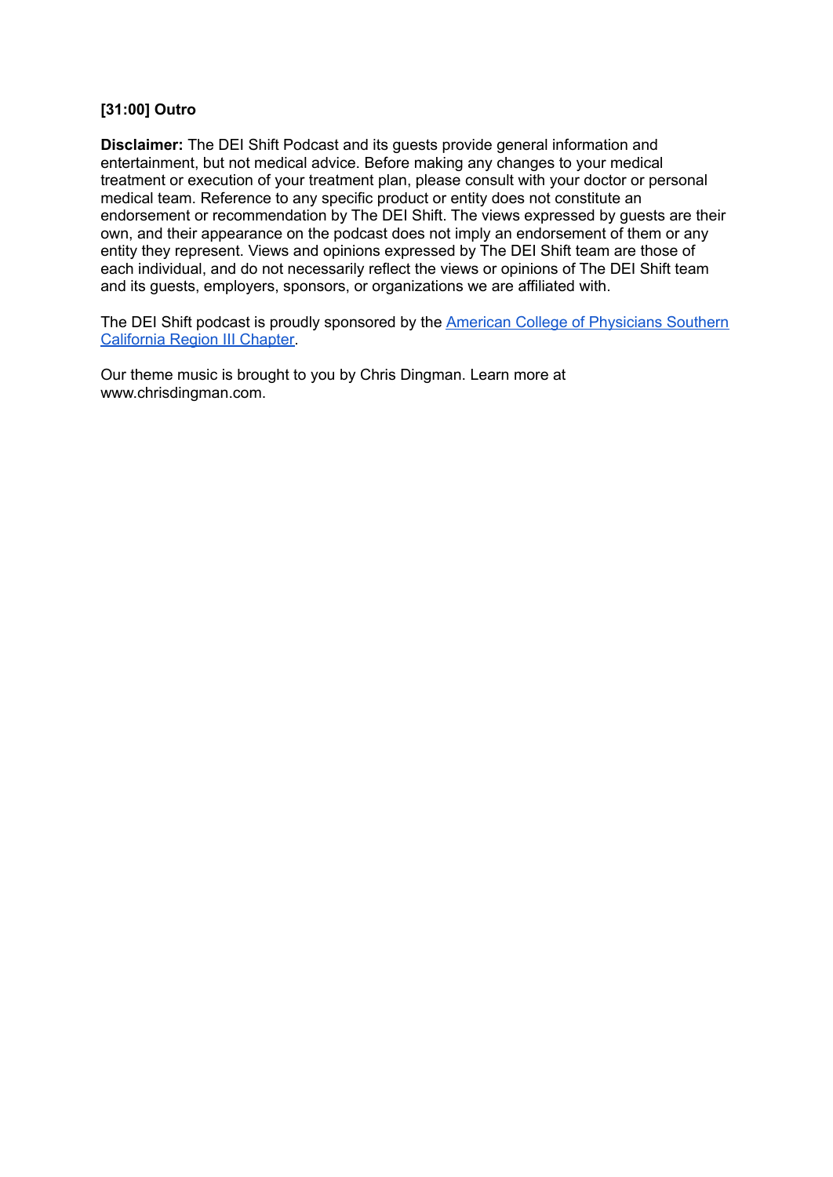**[31:00] Outro**

**Disclaimer:** The DEI Shift Podcast and its guests provide general information and entertainment, but not medical advice. Before making any changes to your medical treatment or execution of your treatment plan, please consult with your doctor or personal medical team. Reference to any specific product or entity does not constitute an endorsement or recommendation by The DEI Shift. The views expressed by guests are their own, and their appearance on the podcast does not imply an endorsement of them or any entity they represent. Views and opinions expressed by The DEI Shift team are those of each individual, and do not necessarily reflect the views or opinions of The DEI Shift team and its guests, employers, sponsors, or organizations we are affiliated with.

The DEI Shift podcast is proudly sponsored by the American College of Physicians Southern California Region III Chapter.

Our theme music is brought to you by Chris Dingman. Learn more at www.chrisdingman.com.